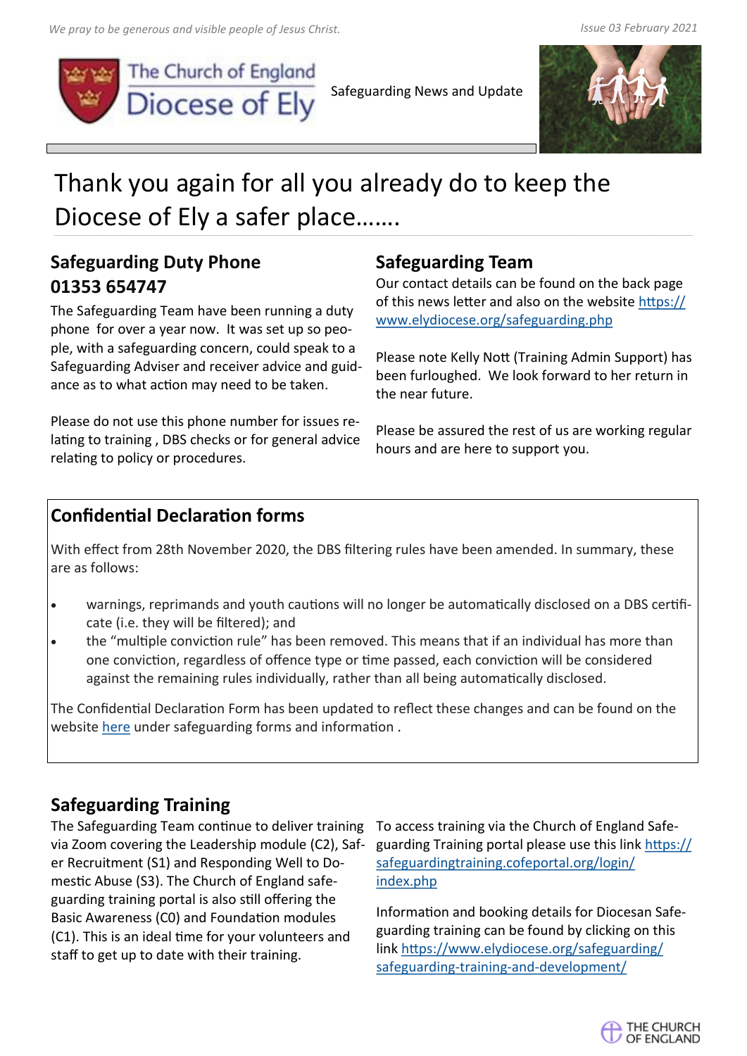*We pray to be generous and visible people of Jesus Christ.*

*Issue 03 February 2021*

The Church of England Diocese of Ely

Safeguarding News and Update

# Thank you again for all you already do to keep the Diocese of Ely a safer place…….

## Safeguarding Duty Phone 01353 654747

The Safeguarding Team have been running a duty phone for over a year now. It was set up so people, with a safeguarding concern, could speak to a Safeguarding Adviser and receiver advice and guidance as to what action may need to be taken.

Please do not use this phone number for issues relating to training , DBS checks or for general advice relating to policy or procedures.

## Safeguarding Team

Our contact details can be found on the back page of this news letter and also on the website https://www.elydiocese.org/safeguarding.php

Please note Kelly Nott (Training Admin Support) has been furloughed. We look forward to her return in the near future.

Please be assured the rest of us are working regular hours and are here to support you.

## Confidential Declaration forms

With effect from 28th November 2020, the DBS filtering rules have been amended. In summary, these are as follows:

- warnings, reprimands and youth cautions will no longer be automatically disclosed on a DBS certificate (i.e. they will be filtered); and
- the "multiple conviction rule" has been removed. This means that if an individual has more than one conviction, regardless of offence type or time passed, each conviction will be considered against the remaining rules individually, rather than all being automatically disclosed.

The Confidential Declaration Form has been updated to reflect these changes and can be found on the website here under safeguarding forms and information .

## Safeguarding Training

The Safeguarding Team continue to deliver training via Zoom covering the Leadership module (C2), Safer Recruitment (S1) and Responding Well to Domestic Abuse (S3). The Church of England safeguarding training portal is also still offering the Basic Awareness (C0) and Foundation modules (C1). This is an ideal time for your volunteers and staff to get up to date with their training.

To access training via the Church of England Safeguarding Training portal please use this link https://safeguardingtraining.cofeportal.org/login/index.php

Information and booking details for Diocesan Safeguarding training can be found by clicking on this link https://www.elydiocese.org/safeguarding/safeguarding-training-and-development/

THE CHURCH OF ENGLAND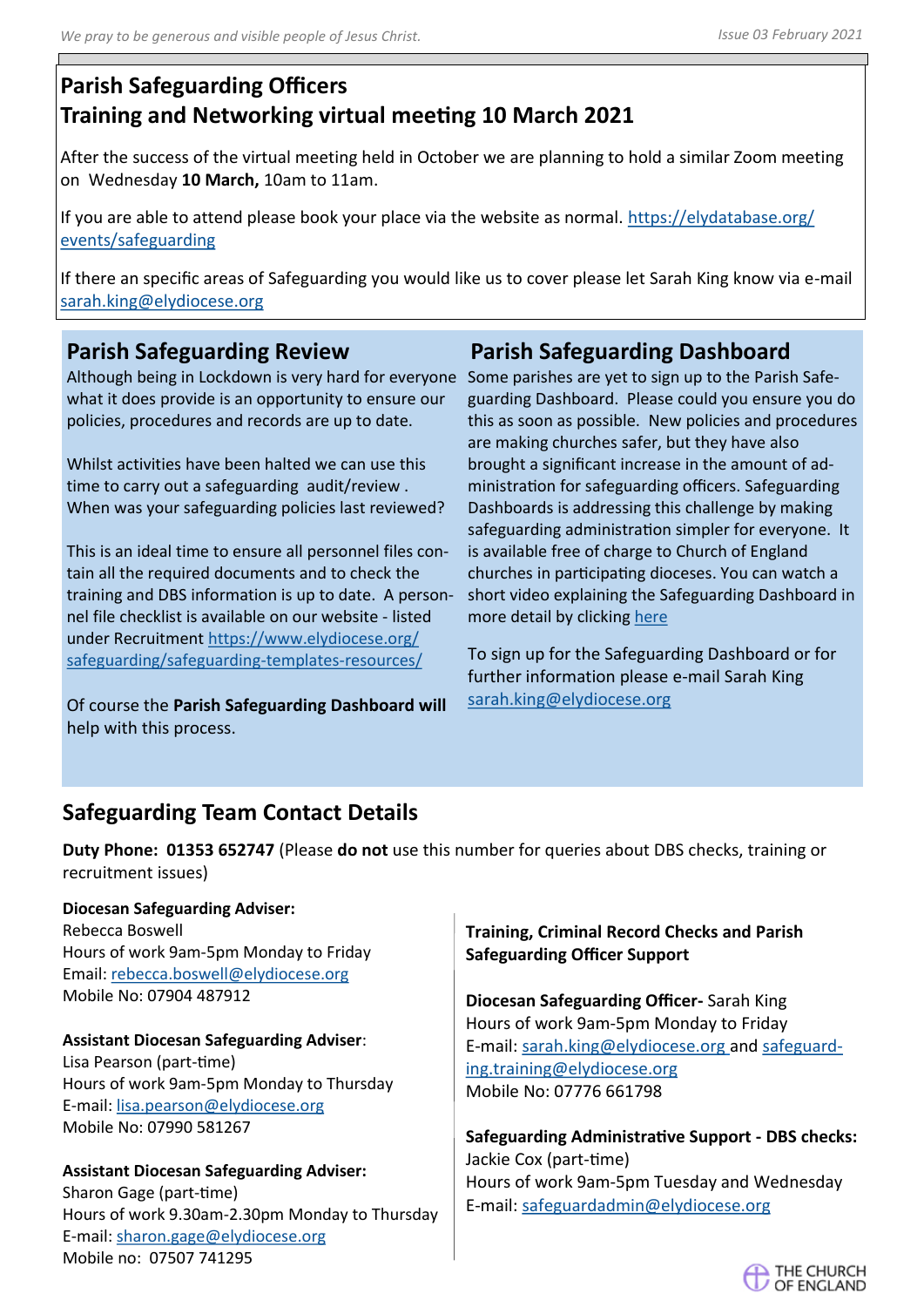## Parish Safeguarding Officers
## Training and Networking virtual meeting 10 March 2021

After the success of the virtual meeting held in October we are planning to hold a similar Zoom meeting on Wednesday **10 March,** 10am to 11am.

If you are able to attend please book your place via the website as normal. https://elydatabase.org/events/safeguarding

If there an specific areas of Safeguarding you would like us to cover please let Sarah King know via e-mail sarah.king@elydiocese.org

## Parish Safeguarding Review

Although being in Lockdown is very hard for everyone what it does provide is an opportunity to ensure our policies, procedures and records are up to date.

Whilst activities have been halted we can use this time to carry out a safeguarding audit/review . When was your safeguarding policies last reviewed?

This is an ideal time to ensure all personnel files contain all the required documents and to check the training and DBS information is up to date. A personnel file checklist is available on our website - listed under Recruitment https://www.elydiocese.org/safeguarding/safeguarding-templates-resources/

Of course the **Parish Safeguarding Dashboard will** help with this process.

## Parish Safeguarding Dashboard

Some parishes are yet to sign up to the Parish Safeguarding Dashboard. Please could you ensure you do this as soon as possible. New policies and procedures are making churches safer, but they have also brought a significant increase in the amount of administration for safeguarding officers. Safeguarding Dashboards is addressing this challenge by making safeguarding administration simpler for everyone. It is available free of charge to Church of England churches in participating dioceses. You can watch a short video explaining the Safeguarding Dashboard in more detail by clicking here

To sign up for the Safeguarding Dashboard or for further information please e-mail Sarah King sarah.king@elydiocese.org

## Safeguarding Team Contact Details

**Duty Phone: 01353 652747** (Please **do not** use this number for queries about DBS checks, training or recruitment issues)

**Diocesan Safeguarding Adviser:**
Rebecca Boswell
Hours of work 9am-5pm Monday to Friday
Email: rebecca.boswell@elydiocese.org
Mobile No: 07904 487912

**Assistant Diocesan Safeguarding Adviser**:
Lisa Pearson (part-time)
Hours of work 9am-5pm Monday to Thursday
E-mail: lisa.pearson@elydiocese.org
Mobile No: 07990 581267

**Assistant Diocesan Safeguarding Adviser:**
Sharon Gage (part-time)
Hours of work 9.30am-2.30pm Monday to Thursday
E-mail: sharon.gage@elydiocese.org
Mobile no: 07507 741295

**Training, Criminal Record Checks and Parish Safeguarding Officer Support**

**Diocesan Safeguarding Officer-** Sarah King
Hours of work 9am-5pm Monday to Friday
E-mail: sarah.king@elydiocese.org and safeguarding.training@elydiocese.org
Mobile No: 07776 661798

**Safeguarding Administrative Support - DBS checks:**
Jackie Cox (part-time)
Hours of work 9am-5pm Tuesday and Wednesday
E-mail: safeguardadmin@elydiocese.org